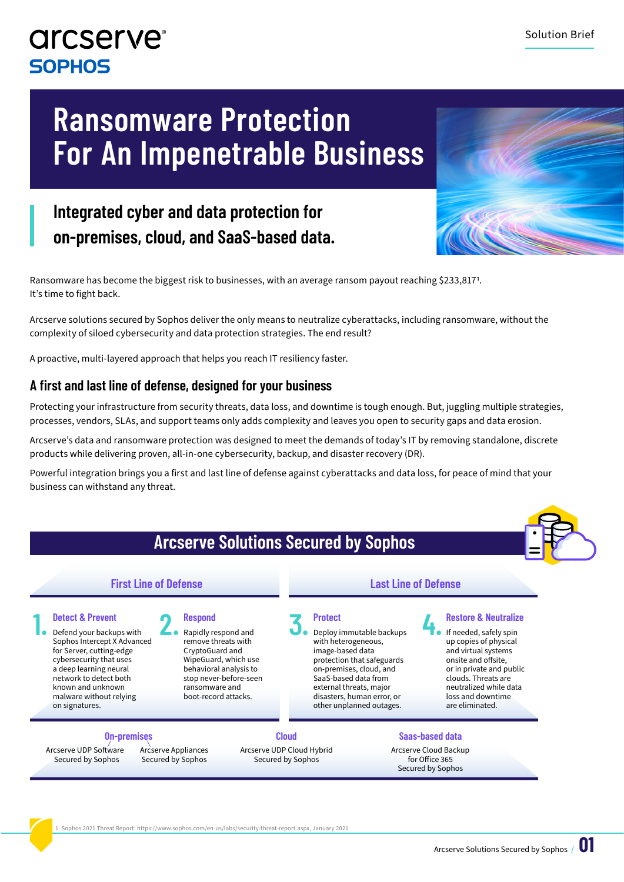arcserve®
SOPHOS

Solution Brief

# Ransomware Protection For An Impenetrable Business

## Integrated cyber and data protection for on-premises, cloud, and SaaS-based data.

Ransomware has become the biggest risk to businesses, with an average ransom payout reaching $233,817[1]. It's time to fight back.

Arcserve solutions secured by Sophos deliver the only means to neutralize cyberattacks, including ransomware, without the complexity of siloed cybersecurity and data protection strategies. The end result?

A proactive, multi-layered approach that helps you reach IT resiliency faster.

## A first and last line of defense, designed for your business

Protecting your infrastructure from security threats, data loss, and downtime is tough enough. But, juggling multiple strategies, processes, vendors, SLAs, and support teams only adds complexity and leaves you open to security gaps and data erosion.

Arcserve's data and ransomware protection was designed to meet the demands of today's IT by removing standalone, discrete products while delivering proven, all-in-one cybersecurity, backup, and disaster recovery (DR).

Powerful integration brings you a first and last line of defense against cyberattacks and data loss, for peace of mind that your business can withstand any threat.

## Arcserve Solutions Secured by Sophos

### First Line of Defense

**1. Detect & Prevent**

Defend your backups with Sophos Intercept X Advanced for Server, cutting-edge cybersecurity that uses a deep learning neural network to detect both known and unknown malware without relying on signatures.

**2. Respond**

Rapidly respond and remove threats with CryptoGuard and WipeGuard, which use behavioral analysis to stop never-before-seen ransomware and boot-record attacks.

### Last Line of Defense

**3. Protect**

Deploy immutable backups with heterogeneous, image-based data protection that safeguards on-premises, cloud, and SaaS-based data from external threats, major disasters, human error, or other unplanned outages.

**4. Restore & Neutralize**

If needed, safely spin up copies of physical and virtual systems onsite and offsite, or in private and public clouds. Threats are neutralized while data loss and downtime are eliminated.

**On-premises**

- Arcserve UDP Software Secured by Sophos
- Arcserve Appliances Secured by Sophos

**Cloud**

- Arcserve UDP Cloud Hybrid Secured by Sophos

**Saas-based data**

- Arcserve Cloud Backup for Office 365 Secured by Sophos

1. Sophos 2021 Threat Report: https://www.sophos.com/en-us/labs/security-threat-report.aspx, January 2021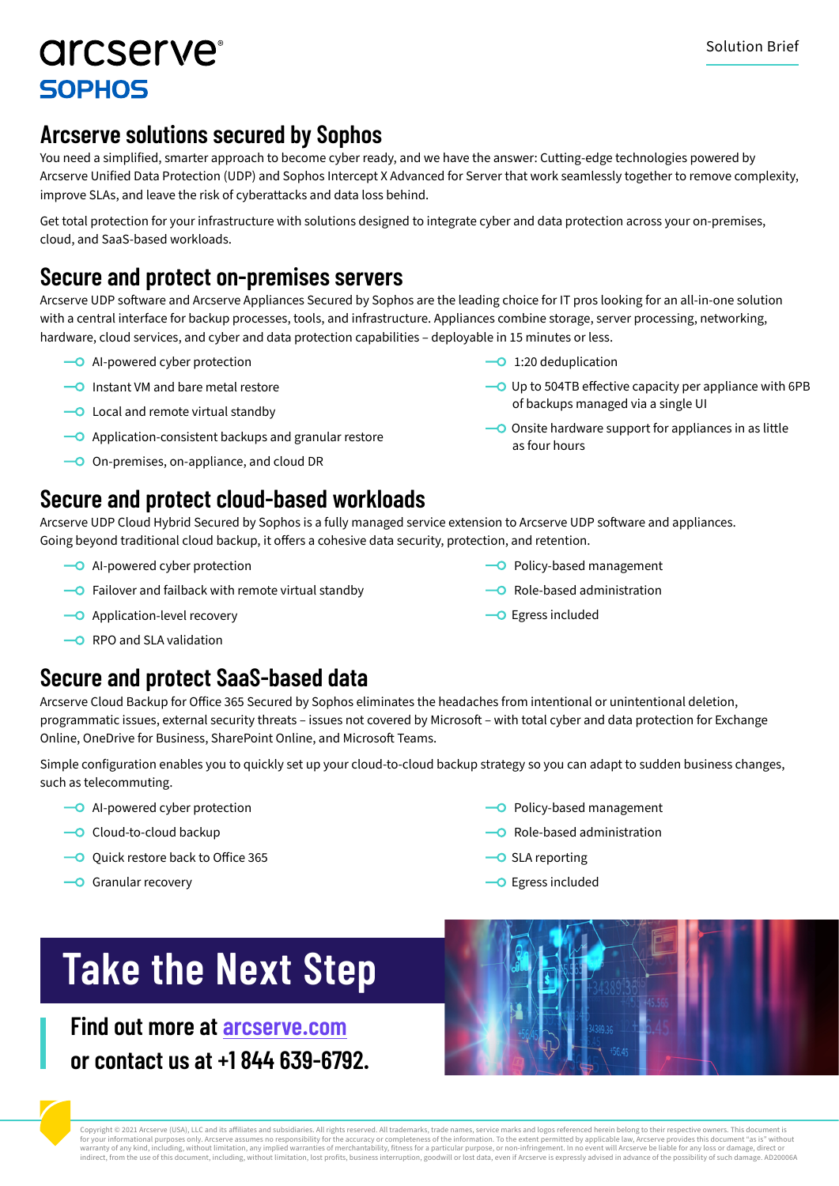arcserve®

SOPHOS

Solution Brief

## Arcserve solutions secured by Sophos

You need a simplified, smarter approach to become cyber ready, and we have the answer: Cutting-edge technologies powered by Arcserve Unified Data Protection (UDP) and Sophos Intercept X Advanced for Server that work seamlessly together to remove complexity, improve SLAs, and leave the risk of cyberattacks and data loss behind.

Get total protection for your infrastructure with solutions designed to integrate cyber and data protection across your on-premises, cloud, and SaaS-based workloads.

## Secure and protect on-premises servers

Arcserve UDP software and Arcserve Appliances Secured by Sophos are the leading choice for IT pros looking for an all-in-one solution with a central interface for backup processes, tools, and infrastructure. Appliances combine storage, server processing, networking, hardware, cloud services, and cyber and data protection capabilities – deployable in 15 minutes or less.

- AI-powered cyber protection
- Instant VM and bare metal restore
- Local and remote virtual standby
- Application-consistent backups and granular restore
- On-premises, on-appliance, and cloud DR
- 1:20 deduplication
- Up to 504TB effective capacity per appliance with 6PB of backups managed via a single UI
- Onsite hardware support for appliances in as little as four hours

## Secure and protect cloud-based workloads

Arcserve UDP Cloud Hybrid Secured by Sophos is a fully managed service extension to Arcserve UDP software and appliances. Going beyond traditional cloud backup, it offers a cohesive data security, protection, and retention.

- AI-powered cyber protection
- Failover and failback with remote virtual standby
- Application-level recovery
- RPO and SLA validation
- Policy-based management
- Role-based administration
- Egress included

## Secure and protect SaaS-based data

Arcserve Cloud Backup for Office 365 Secured by Sophos eliminates the headaches from intentional or unintentional deletion, programmatic issues, external security threats – issues not covered by Microsoft – with total cyber and data protection for Exchange Online, OneDrive for Business, SharePoint Online, and Microsoft Teams.

Simple configuration enables you to quickly set up your cloud-to-cloud backup strategy so you can adapt to sudden business changes, such as telecommuting.

- AI-powered cyber protection
- Cloud-to-cloud backup
- Quick restore back to Office 365
- Granular recovery
- Policy-based management
- Role-based administration
- SLA reporting
- Egress included

# Take the Next Step

**Find out more at arcserve.com**
**or contact us at +1 844 639-6792.**

Copyright © 2021 Arcserve (USA), LLC and its affiliates and subsidiaries. All rights reserved. All trademarks, trade names, service marks and logos referenced herein belong to their respective owners. This document is for your informational purposes only. Arcserve assumes no responsibility for the accuracy or completeness of the information. To the extent permitted by applicable law, Arcserve provides this document "as is" without warranty of any kind, including, without limitation, any implied warranties of merchantability, fitness for a particular purpose, or non-infringement. In no event will Arcserve be liable for any loss or damage, direct or indirect, from the use of this document, including, without limitation, lost profits, business interruption, goodwill or lost data, even if Arcserve is expressly advised in advance of the possibility of such damage. AD20006A